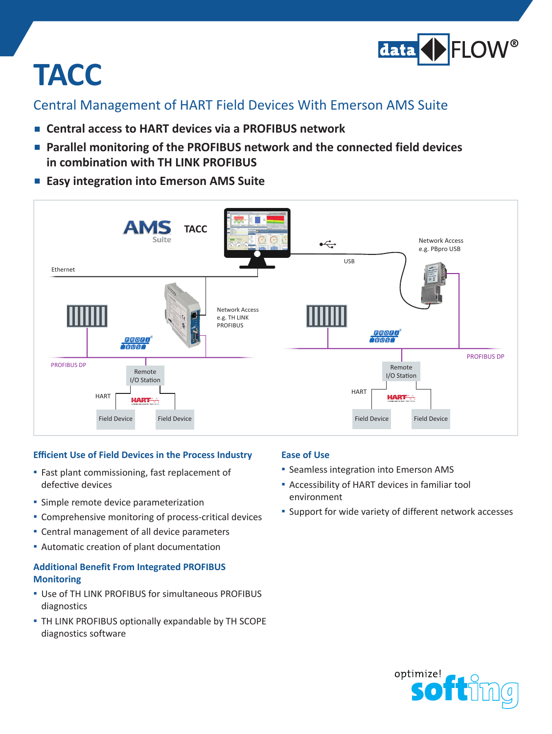# TACC

## Central Management of HART Field Devices With Emerson AMS Suite

- **Central access to HART devices via a PROFIBUS network**
- **Parallel monitoring of the PROFIBUS network and the connected field devices in combination with TH LINK PROFIBUS**
- **Easy integration into Emerson AMS Suite**

### Efficient Use of Field Devices in the Process Industry

- Fast plant commissioning, fast replacement of defective devices
- Simple remote device parameterization
- Comprehensive monitoring of process-critical devices
- Central management of all device parameters
- Automatic creation of plant documentation

### Additional Benefit From Integrated PROFIBUS Monitoring

- Use of TH LINK PROFIBUS for simultaneous PROFIBUS diagnostics
- TH LINK PROFIBUS optionally expandable by TH SCOPE diagnostics software

### Ease of Use

- Seamless integration into Emerson AMS
- Accessibility of HART devices in familiar tool environment
- Support for wide variety of different network accesses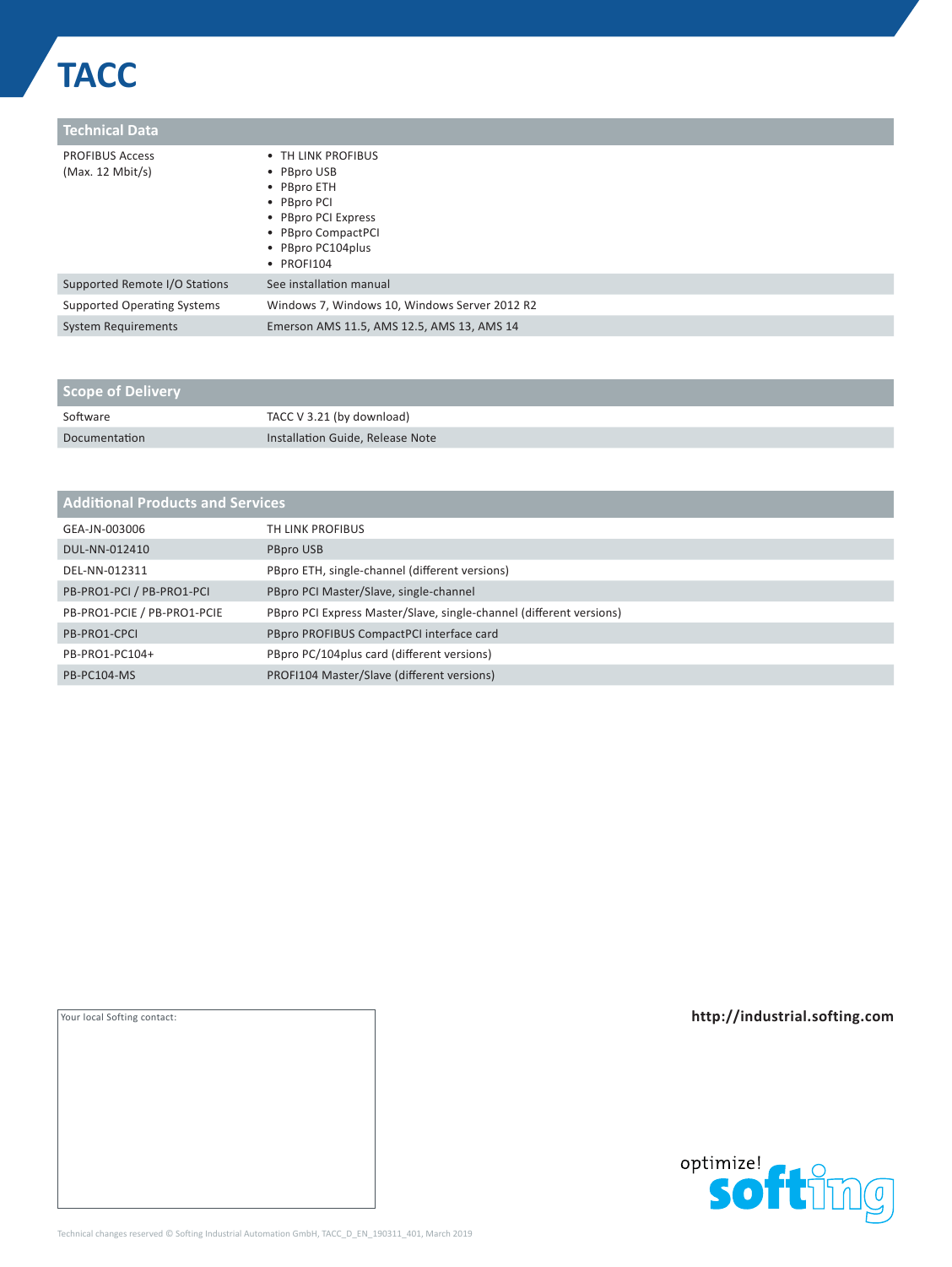# TACC

| Technical Data | |
|---|---|
| PROFIBUS Access (Max. 12 Mbit/s) | • TH LINK PROFIBUS<br>• PBpro USB<br>• PBpro ETH<br>• PBpro PCI<br>• PBpro PCI Express<br>• PBpro CompactPCI<br>• PBpro PC104plus<br>• PROFI104 |
| Supported Remote I/O Stations | See installation manual |
| Supported Operating Systems | Windows 7, Windows 10, Windows Server 2012 R2 |
| System Requirements | Emerson AMS 11.5, AMS 12.5, AMS 13, AMS 14 |

| Scope of Delivery | |
|---|---|
| Software | TACC V 3.21 (by download) |
| Documentation | Installation Guide, Release Note |

| Additional Products and Services | |
|---|---|
| GEA-JN-003006 | TH LINK PROFIBUS |
| DUL-NN-012410 | PBpro USB |
| DEL-NN-012311 | PBpro ETH, single-channel (different versions) |
| PB-PRO1-PCI / PB-PRO1-PCI | PBpro PCI Master/Slave, single-channel |
| PB-PRO1-PCIE / PB-PRO1-PCIE | PBpro PCI Express Master/Slave, single-channel (different versions) |
| PB-PRO1-CPCI | PBpro PROFIBUS CompactPCI interface card |
| PB-PRO1-PC104+ | PBpro PC/104plus card (different versions) |
| PB-PC104-MS | PROFI104 Master/Slave (different versions) |

Your local Softing contact:

**http://industrial.softing.com**

optimize! softing

Technical changes reserved © Softing Industrial Automation GmbH, TACC_D_EN_190311_401, March 2019